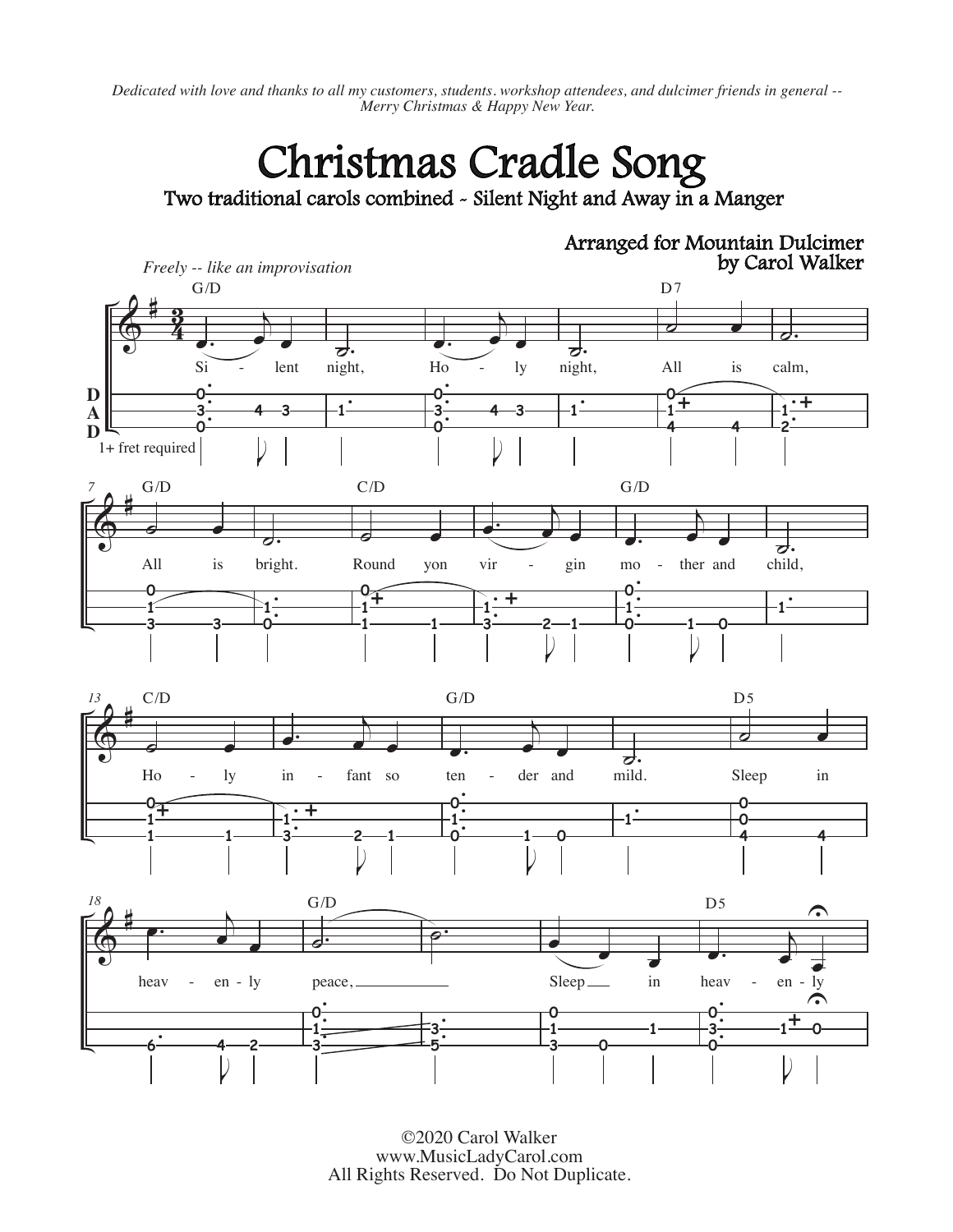*Dedicated with love and thanks to all my customers, students. workshop attendees, and dulcimer friends in general -- Merry Christmas & Happy New Year.*

# Christmas Cradle Song

## Two traditional carols combined - Silent Night and Away in a Manger

Arranged for Mountain Dulcimer
by Carol Walker

*Freely -- like an improvisation*

©2020 Carol Walker
www.MusicLadyCarol.com
All Rights Reserved. Do Not Duplicate.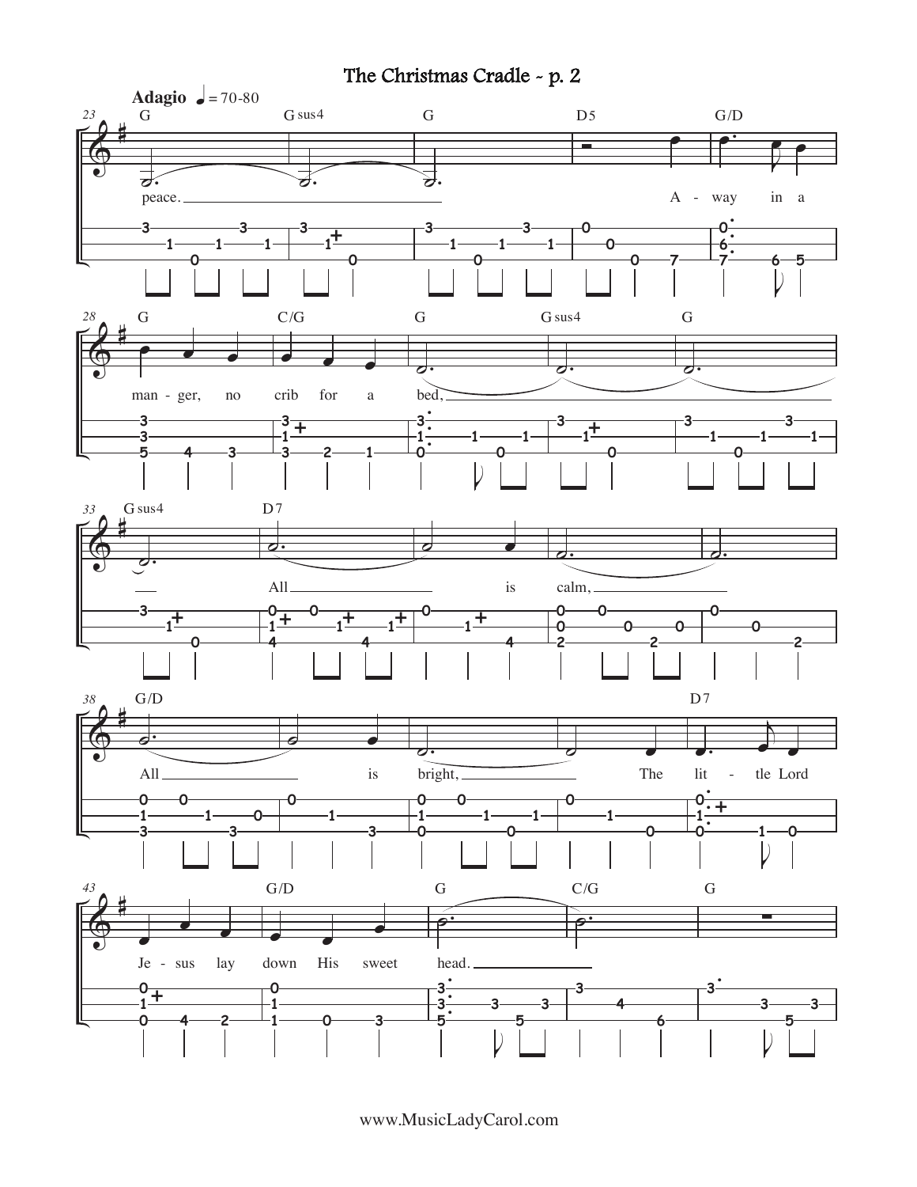# The Christmas Cradle - p. 2

**Adagio** ♩ = 70-80

G Gsus4 G D5 G/D

peace. A - way in a

G C/G G Gsus4 G

man - ger, no crib for a bed,

Gsus4 D7

All is calm,

G/D D7

All is bright, The lit - tle Lord

G/D G C/G G

Je - sus lay down His sweet head.

www.MusicLadyCarol.com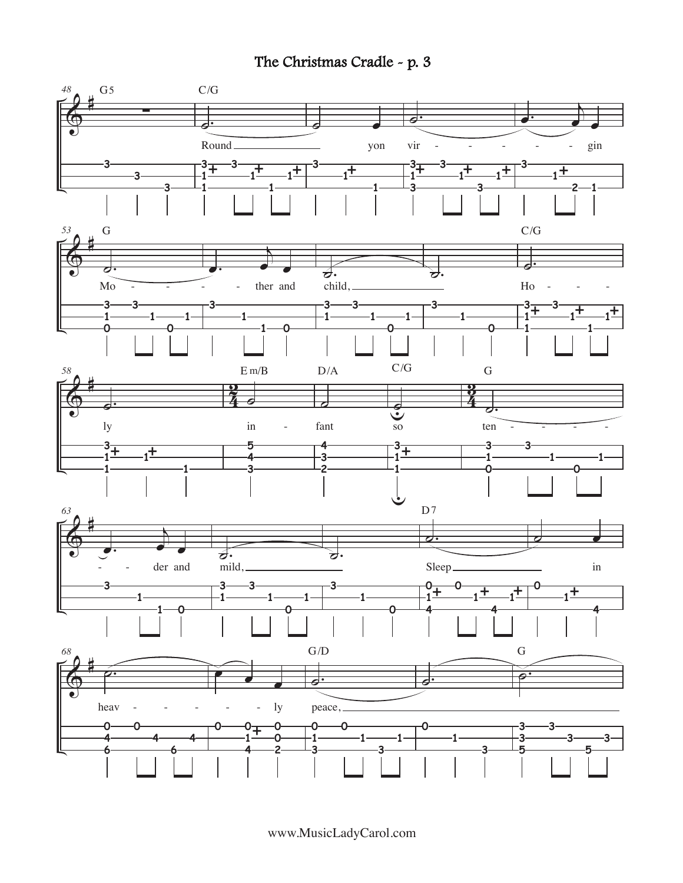# The Christmas Cradle - p. 3

Round yon vir - gin Mo - ther and child, Ho - ly in - fant so ten - der and mild, Sleep in heav - ly peace,

www.MusicLadyCarol.com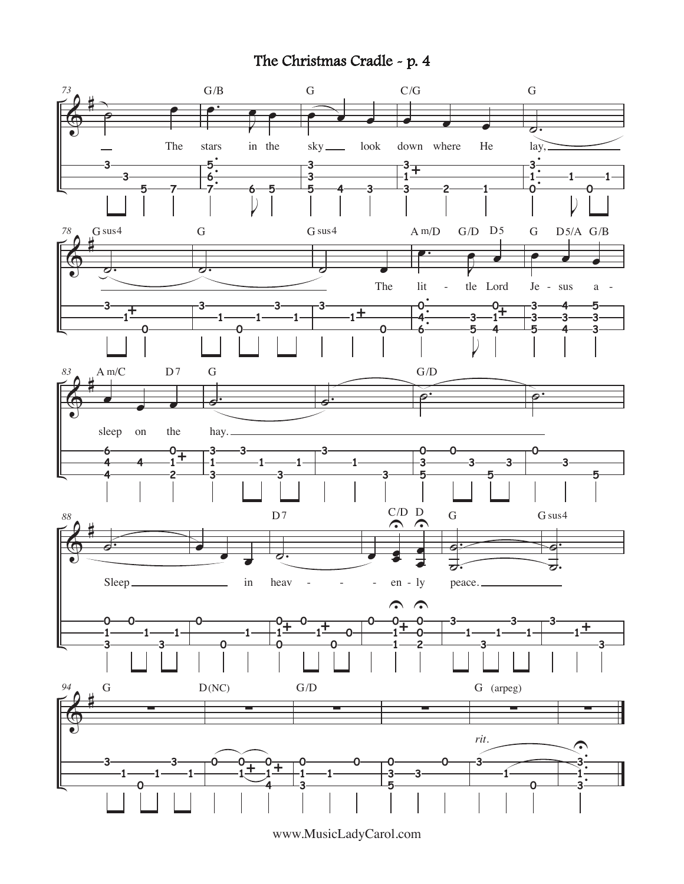# The Christmas Cradle - p. 4

73 G/B G C/G G

The stars in the sky look down where He lay,

78 Gsus4 G Gsus4 Am/D G/D D5 G D5/A G/B

The lit - tle Lord Je - sus a -

83 Am/C D7 G G/D

sleep on the hay.

88 D7 C/D D G Gsus4

Sleep in heav - - - - en - ly peace.

94 G D(NC) G/D G (arpeg)

*rit.*

www.MusicLadyCarol.com